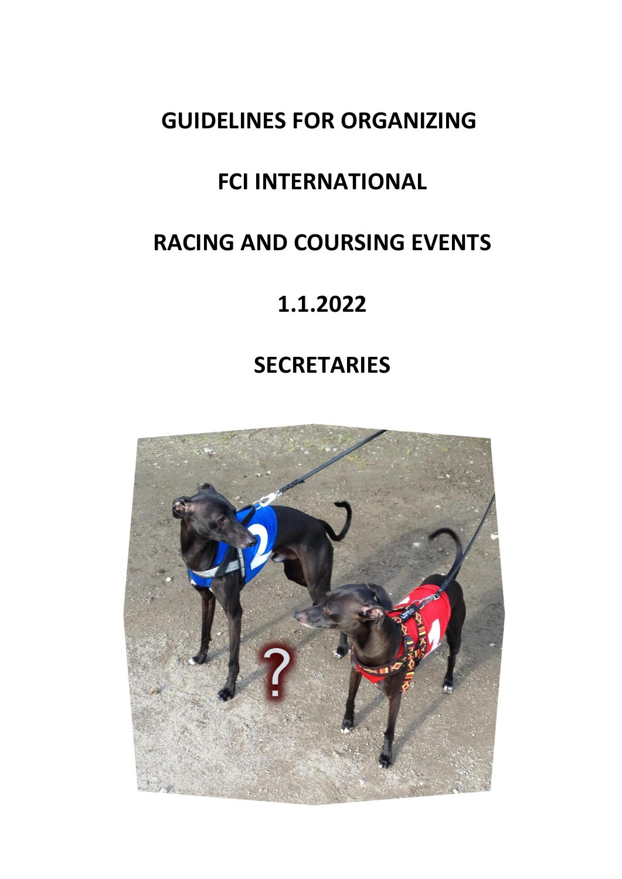# GUIDELINES FOR ORGANIZING

# FCI INTERNATIONAL

# RACING AND COURSING EVENTS

# 1.1.2022

# SECRETARIES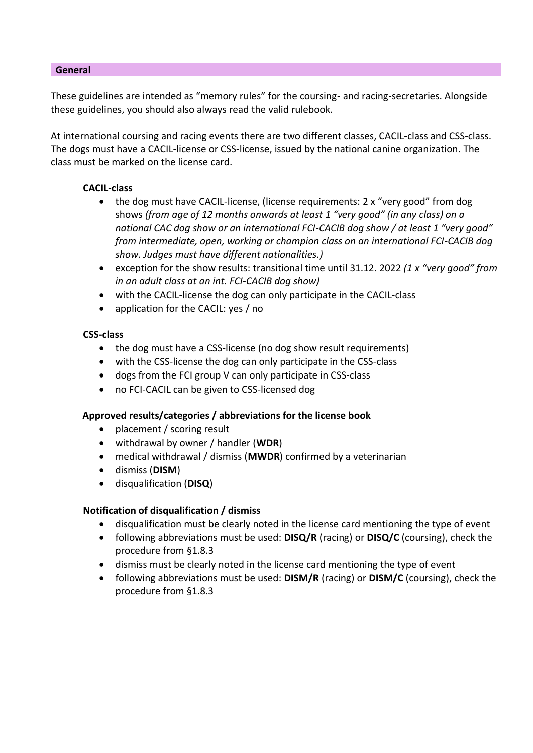## General

These guidelines are intended as "memory rules" for the coursing- and racing-secretaries. Alongside these guidelines, you should also always read the valid rulebook.

At international coursing and racing events there are two different classes, CACIL-class and CSS-class. The dogs must have a CACIL-license or CSS-license, issued by the national canine organization. The class must be marked on the license card.

### CACIL-class

- the dog must have CACIL-license, (license requirements: 2 x "very good" from dog shows *(from age of 12 months onwards at least 1 "very good" (in any class) on a national CAC dog show or an international FCI-CACIB dog show / at least 1 "very good" from intermediate, open, working or champion class on an international FCI-CACIB dog show. Judges must have different nationalities.)*
- exception for the show results: transitional time until 31.12. 2022 *(1 x "very good" from in an adult class at an int. FCI-CACIB dog show)*
- with the CACIL-license the dog can only participate in the CACIL-class
- application for the CACIL: yes / no

### CSS-class

- the dog must have a CSS-license (no dog show result requirements)
- with the CSS-license the dog can only participate in the CSS-class
- dogs from the FCI group V can only participate in CSS-class
- no FCI-CACIL can be given to CSS-licensed dog

### Approved results/categories / abbreviations for the license book

- placement / scoring result
- withdrawal by owner / handler (**WDR**)
- medical withdrawal / dismiss (**MWDR**) confirmed by a veterinarian
- dismiss (**DISM**)
- disqualification (**DISQ**)

### Notification of disqualification / dismiss

- disqualification must be clearly noted in the license card mentioning the type of event
- following abbreviations must be used: **DISQ/R** (racing) or **DISQ/C** (coursing), check the procedure from §1.8.3
- dismiss must be clearly noted in the license card mentioning the type of event
- following abbreviations must be used: **DISM/R** (racing) or **DISM/C** (coursing), check the procedure from §1.8.3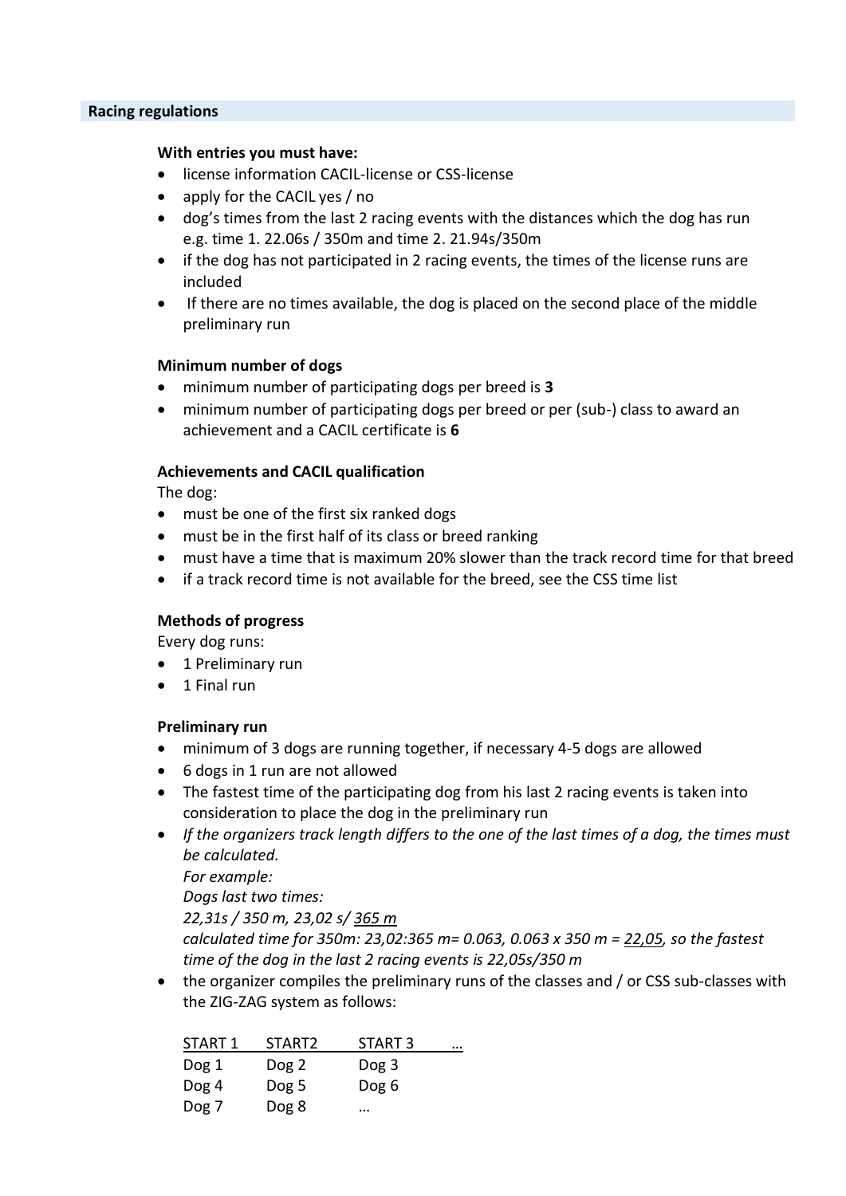## Racing regulations

**With entries you must have:**

- license information CACIL-license or CSS-license
- apply for the CACIL yes / no
- dog's times from the last 2 racing events with the distances which the dog has run e.g. time 1. 22.06s / 350m and time 2. 21.94s/350m
- if the dog has not participated in 2 racing events, the times of the license runs are included
- If there are no times available, the dog is placed on the second place of the middle preliminary run

**Minimum number of dogs**

- minimum number of participating dogs per breed is **3**
- minimum number of participating dogs per breed or per (sub-) class to award an achievement and a CACIL certificate is **6**

**Achievements and CACIL qualification**

The dog:

- must be one of the first six ranked dogs
- must be in the first half of its class or breed ranking
- must have a time that is maximum 20% slower than the track record time for that breed
- if a track record time is not available for the breed, see the CSS time list

**Methods of progress**

Every dog runs:

- 1 Preliminary run
- 1 Final run

**Preliminary run**

- minimum of 3 dogs are running together, if necessary 4-5 dogs are allowed
- 6 dogs in 1 run are not allowed
- The fastest time of the participating dog from his last 2 racing events is taken into consideration to place the dog in the preliminary run
- *If the organizers track length differs to the one of the last times of a dog, the times must be calculated.*
  *For example:*
  *Dogs last two times:*
  *22,31s / 350 m, 23,02 s/ 365 m*
  *calculated time for 350m: 23,02:365 m= 0.063, 0.063 x 350 m = 22,05, so the fastest time of the dog in the last 2 racing events is 22,05s/350 m*
- the organizer compiles the preliminary runs of the classes and / or CSS sub-classes with the ZIG-ZAG system as follows:

| START 1 | START2 | START 3 | … |
|---|---|---|---|
| Dog 1 | Dog 2 | Dog 3 | |
| Dog 4 | Dog 5 | Dog 6 | |
| Dog 7 | Dog 8 | … | |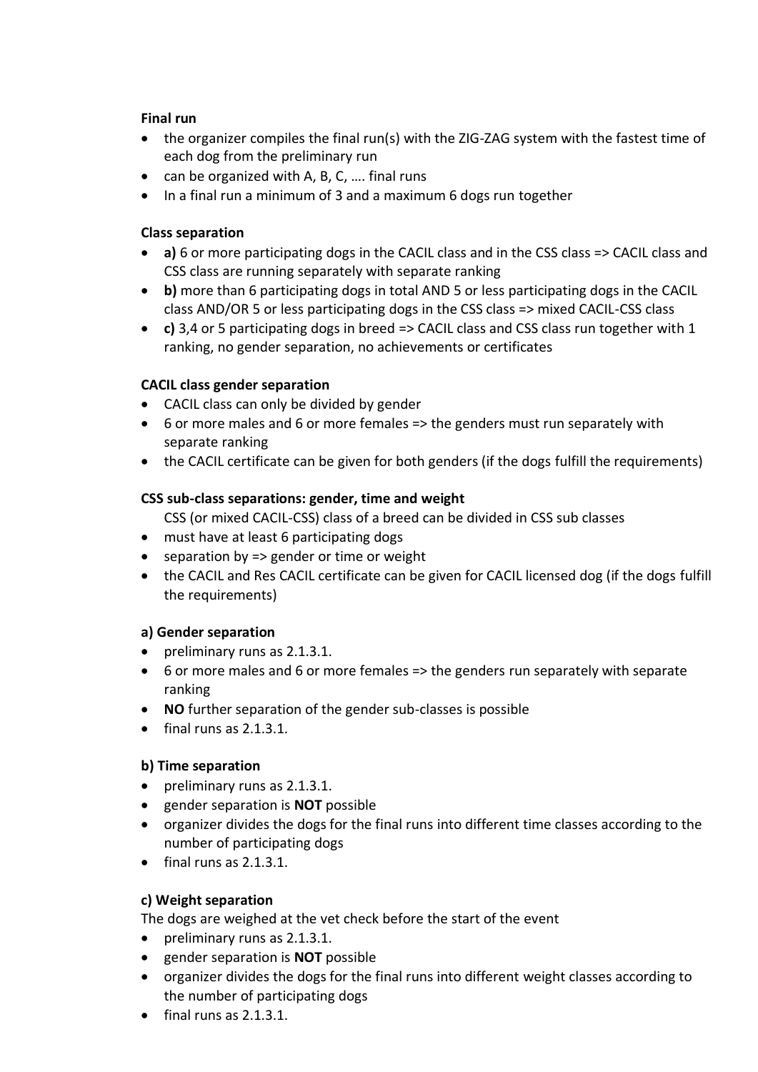**Final run**

- the organizer compiles the final run(s) with the ZIG-ZAG system with the fastest time of each dog from the preliminary run
- can be organized with A, B, C, …. final runs
- In a final run a minimum of 3 and a maximum 6 dogs run together

**Class separation**

- **a)** 6 or more participating dogs in the CACIL class and in the CSS class => CACIL class and CSS class are running separately with separate ranking
- **b)** more than 6 participating dogs in total AND 5 or less participating dogs in the CACIL class AND/OR 5 or less participating dogs in the CSS class => mixed CACIL-CSS class
- **c)** 3,4 or 5 participating dogs in breed => CACIL class and CSS class run together with 1 ranking, no gender separation, no achievements or certificates

**CACIL class gender separation**

- CACIL class can only be divided by gender
- 6 or more males and 6 or more females => the genders must run separately with separate ranking
- the CACIL certificate can be given for both genders (if the dogs fulfill the requirements)

**CSS sub-class separations: gender, time and weight**

CSS (or mixed CACIL-CSS) class of a breed can be divided in CSS sub classes

- must have at least 6 participating dogs
- separation by => gender or time or weight
- the CACIL and Res CACIL certificate can be given for CACIL licensed dog (if the dogs fulfill the requirements)

**a) Gender separation**

- preliminary runs as 2.1.3.1.
- 6 or more males and 6 or more females => the genders run separately with separate ranking
- **NO** further separation of the gender sub-classes is possible
- final runs as 2.1.3.1.

**b) Time separation**

- preliminary runs as 2.1.3.1.
- gender separation is **NOT** possible
- organizer divides the dogs for the final runs into different time classes according to the number of participating dogs
- final runs as 2.1.3.1.

**c) Weight separation**

The dogs are weighed at the vet check before the start of the event

- preliminary runs as 2.1.3.1.
- gender separation is **NOT** possible
- organizer divides the dogs for the final runs into different weight classes according to the number of participating dogs
- final runs as 2.1.3.1.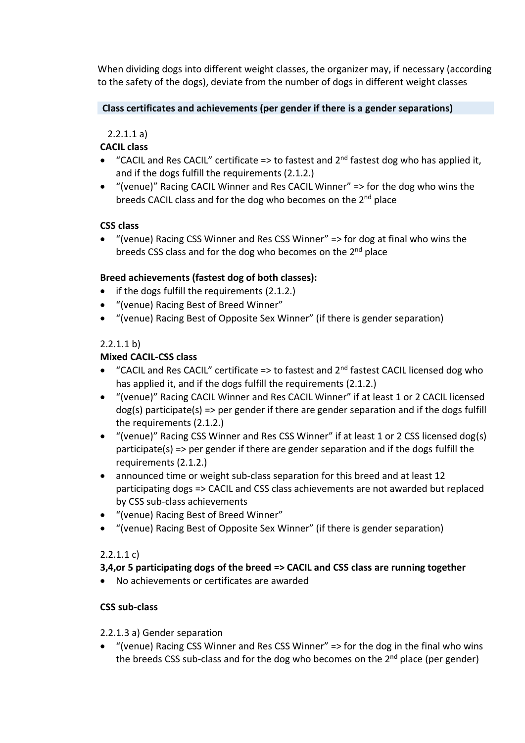When dividing dogs into different weight classes, the organizer may, if necessary (according to the safety of the dogs), deviate from the number of dogs in different weight classes

**Class certificates and achievements (per gender if there is a gender separations)**

2.2.1.1 a)

**CACIL class**

- "CACIL and Res CACIL" certificate => to fastest and 2nd fastest dog who has applied it, and if the dogs fulfill the requirements (2.1.2.)
- "(venue)" Racing CACIL Winner and Res CACIL Winner" => for the dog who wins the breeds CACIL class and for the dog who becomes on the 2nd place

**CSS class**

- "(venue) Racing CSS Winner and Res CSS Winner" => for dog at final who wins the breeds CSS class and for the dog who becomes on the 2nd place

**Breed achievements (fastest dog of both classes):**

- if the dogs fulfill the requirements (2.1.2.)
- "(venue) Racing Best of Breed Winner"
- "(venue) Racing Best of Opposite Sex Winner" (if there is gender separation)

2.2.1.1 b)

**Mixed CACIL-CSS class**

- "CACIL and Res CACIL" certificate => to fastest and 2nd fastest CACIL licensed dog who has applied it, and if the dogs fulfill the requirements (2.1.2.)
- "(venue)" Racing CACIL Winner and Res CACIL Winner" if at least 1 or 2 CACIL licensed dog(s) participate(s) => per gender if there are gender separation and if the dogs fulfill the requirements (2.1.2.)
- "(venue)" Racing CSS Winner and Res CSS Winner" if at least 1 or 2 CSS licensed dog(s) participate(s) => per gender if there are gender separation and if the dogs fulfill the requirements (2.1.2.)
- announced time or weight sub-class separation for this breed and at least 12 participating dogs => CACIL and CSS class achievements are not awarded but replaced by CSS sub-class achievements
- "(venue) Racing Best of Breed Winner"
- "(venue) Racing Best of Opposite Sex Winner" (if there is gender separation)

2.2.1.1 c)

**3,4,or 5 participating dogs of the breed => CACIL and CSS class are running together**

- No achievements or certificates are awarded

**CSS sub-class**

2.2.1.3 a) Gender separation

- "(venue) Racing CSS Winner and Res CSS Winner" => for the dog in the final who wins the breeds CSS sub-class and for the dog who becomes on the 2nd place (per gender)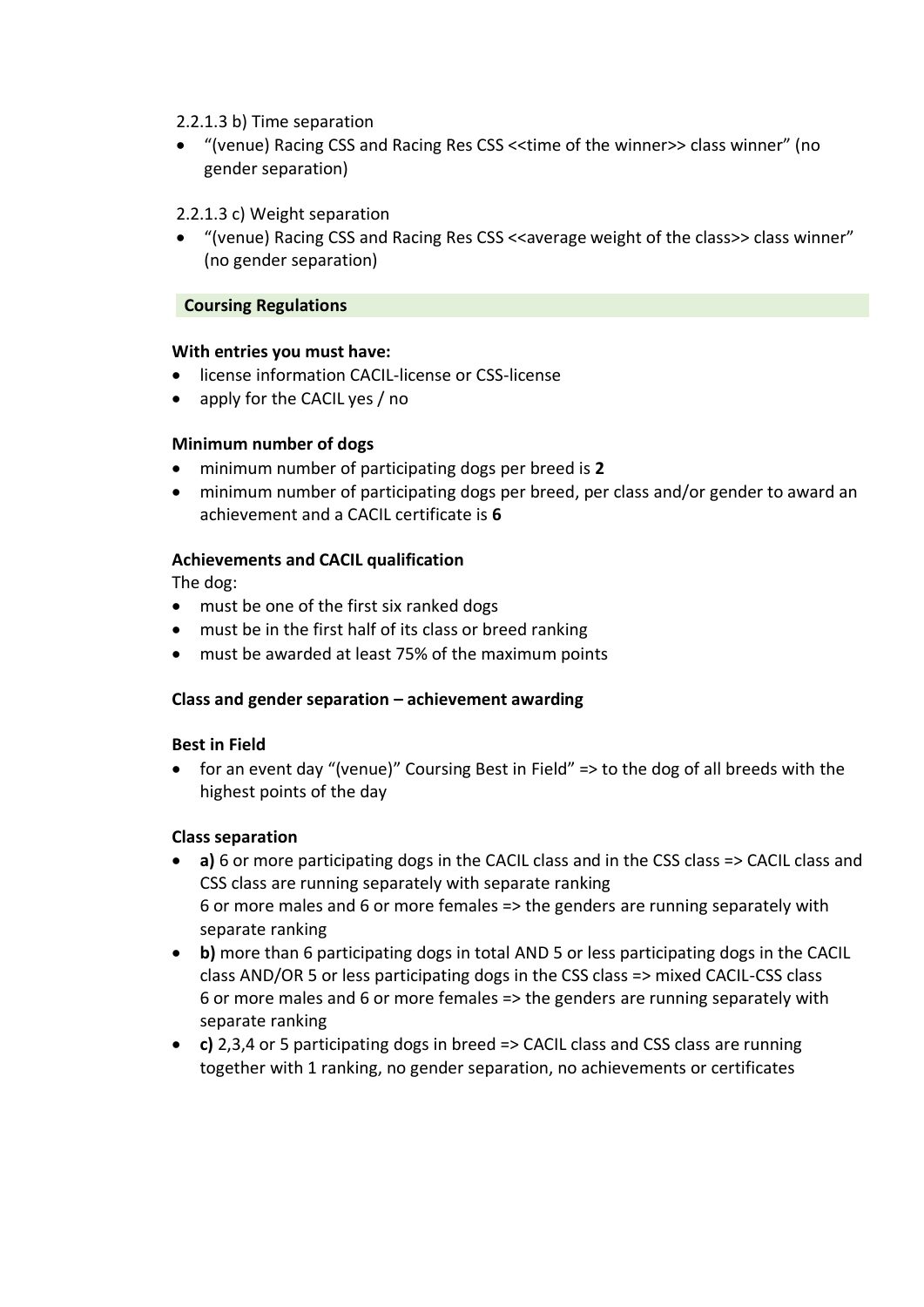2.2.1.3 b) Time separation

- "(venue) Racing CSS and Racing Res CSS <<time of the winner>> class winner" (no gender separation)

2.2.1.3 c) Weight separation

- "(venue) Racing CSS and Racing Res CSS <<average weight of the class>> class winner" (no gender separation)

## Coursing Regulations

**With entries you must have:**

- license information CACIL-license or CSS-license
- apply for the CACIL yes / no

**Minimum number of dogs**

- minimum number of participating dogs per breed is **2**
- minimum number of participating dogs per breed, per class and/or gender to award an achievement and a CACIL certificate is **6**

**Achievements and CACIL qualification**

The dog:

- must be one of the first six ranked dogs
- must be in the first half of its class or breed ranking
- must be awarded at least 75% of the maximum points

**Class and gender separation – achievement awarding**

**Best in Field**

- for an event day "(venue)" Coursing Best in Field" => to the dog of all breeds with the highest points of the day

**Class separation**

- **a)** 6 or more participating dogs in the CACIL class and in the CSS class => CACIL class and CSS class are running separately with separate ranking
  6 or more males and 6 or more females => the genders are running separately with separate ranking
- **b)** more than 6 participating dogs in total AND 5 or less participating dogs in the CACIL class AND/OR 5 or less participating dogs in the CSS class => mixed CACIL-CSS class
  6 or more males and 6 or more females => the genders are running separately with separate ranking
- **c)** 2,3,4 or 5 participating dogs in breed => CACIL class and CSS class are running together with 1 ranking, no gender separation, no achievements or certificates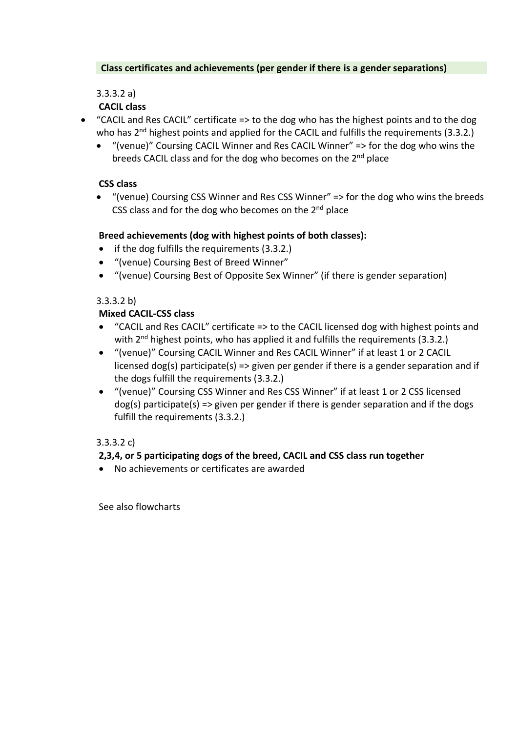**Class certificates and achievements (per gender if there is a gender separations)**

3.3.3.2 a)

**CACIL class**

- "CACIL and Res CACIL" certificate => to the dog who has the highest points and to the dog who has 2nd highest points and applied for the CACIL and fulfills the requirements (3.3.2.)
  - "(venue)" Coursing CACIL Winner and Res CACIL Winner" => for the dog who wins the breeds CACIL class and for the dog who becomes on the 2nd place

**CSS class**

- "(venue) Coursing CSS Winner and Res CSS Winner" => for the dog who wins the breeds CSS class and for the dog who becomes on the 2nd place

**Breed achievements (dog with highest points of both classes):**

- if the dog fulfills the requirements (3.3.2.)
- "(venue) Coursing Best of Breed Winner"
- "(venue) Coursing Best of Opposite Sex Winner" (if there is gender separation)

3.3.3.2 b)

**Mixed CACIL-CSS class**

- "CACIL and Res CACIL" certificate => to the CACIL licensed dog with highest points and with 2nd highest points, who has applied it and fulfills the requirements (3.3.2.)
- "(venue)" Coursing CACIL Winner and Res CACIL Winner" if at least 1 or 2 CACIL licensed dog(s) participate(s) => given per gender if there is a gender separation and if the dogs fulfill the requirements (3.3.2.)
- "(venue)" Coursing CSS Winner and Res CSS Winner" if at least 1 or 2 CSS licensed dog(s) participate(s) => given per gender if there is gender separation and if the dogs fulfill the requirements (3.3.2.)

3.3.3.2 c)

**2,3,4, or 5 participating dogs of the breed, CACIL and CSS class run together**

- No achievements or certificates are awarded

See also flowcharts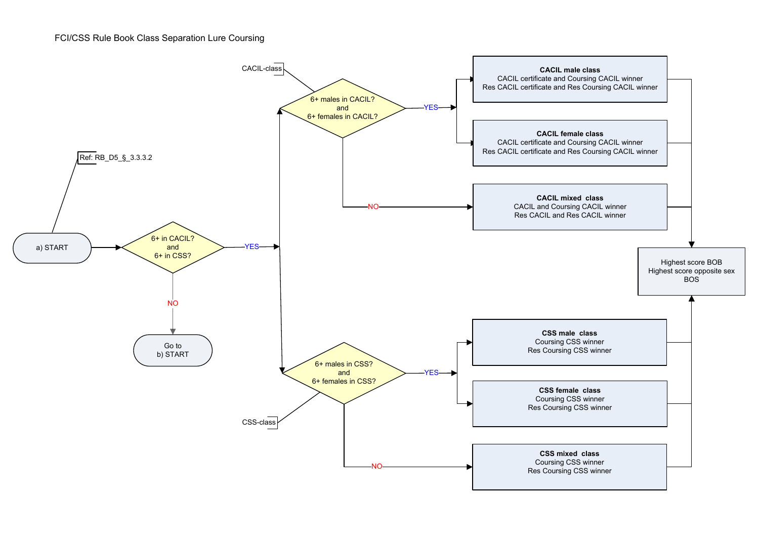# FCI/CSS Rule Book Class Separation Lure Coursing

Ref: RB_D5_§_3.3.3.2

**a) START**

**Decision: 6+ in CACIL? and 6+ in CSS?**

- **NO** → Go to b) START
- **YES** → proceed to both CACIL-class and CSS-class decisions below

**CACIL-class — Decision: 6+ males in CACIL? and 6+ females in CACIL?**

- **YES** →
  - **CACIL male class**
    CACIL certificate and Coursing CACIL winner
    Res CACIL certificate and Res Coursing CACIL winner
  - **CACIL female class**
    CACIL certificate and Coursing CACIL winner
    Res CACIL certificate and Res Coursing CACIL winner
- **NO** →
  - **CACIL mixed class**
    CACIL and Coursing CACIL winner
    Res CACIL and Res CACIL winner

**CSS-class — Decision: 6+ males in CSS? and 6+ females in CSS?**

- **YES** →
  - **CSS male class**
    Coursing CSS winner
    Res Coursing CSS winner
  - **CSS female class**
    Coursing CSS winner
    Res Coursing CSS winner
- **NO** →
  - **CSS mixed class**
    Coursing CSS winner
    Res Coursing CSS winner

**All classes lead to:**

Highest score BOB
Highest score opposite sex
BOS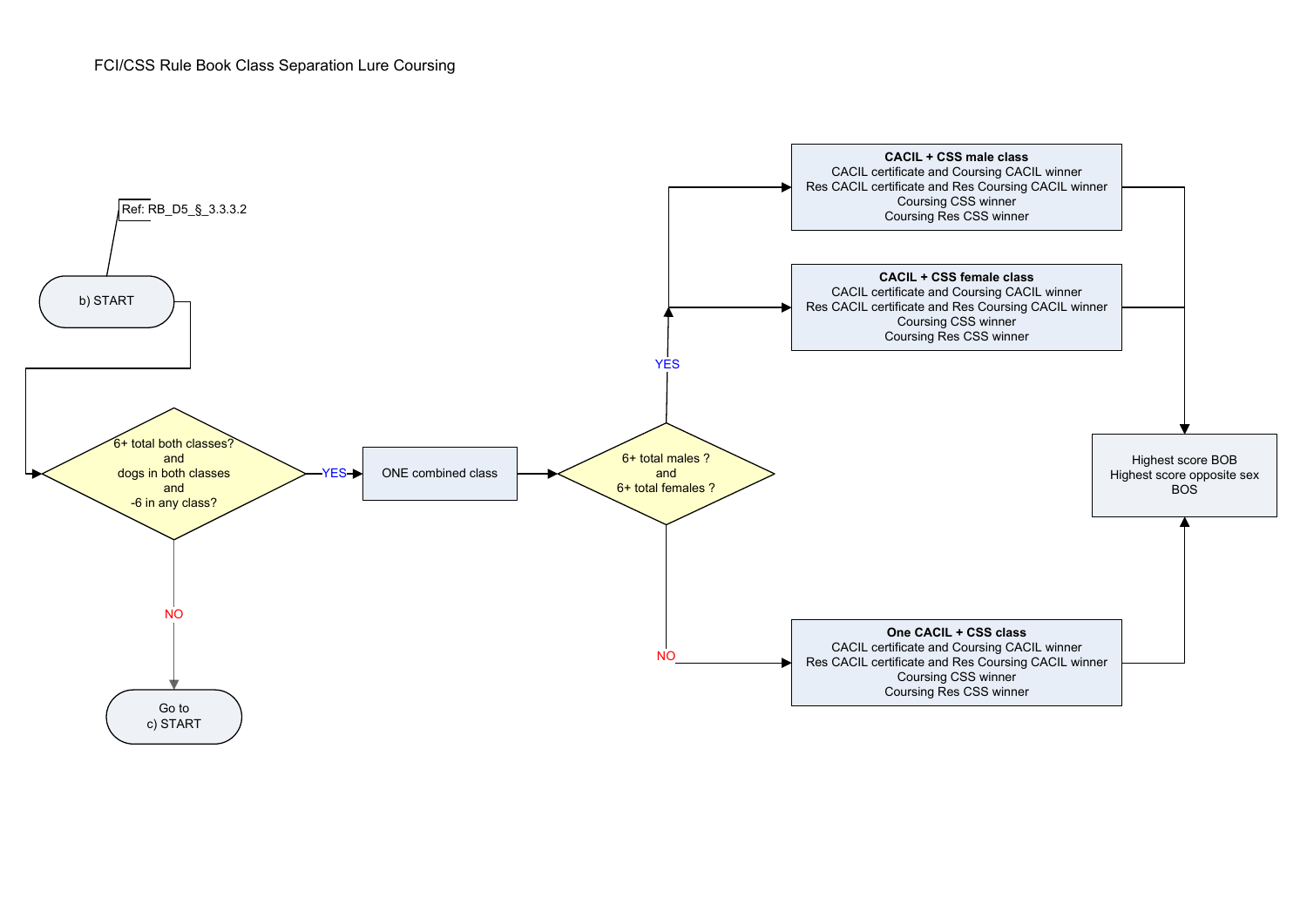FCI/CSS Rule Book Class Separation Lure Coursing

Ref: RB_D5_§_3.3.3.2

b) START

6+ total both classes?
and
dogs in both classes
and
-6 in any class?

YES

ONE combined class

6+ total males ?
and
6+ total females ?

YES

**CACIL + CSS male class**
CACIL certificate and Coursing CACIL winner
Res CACIL certificate and Res Coursing CACIL winner
Coursing CSS winner
Coursing Res CSS winner

**CACIL + CSS female class**
CACIL certificate and Coursing CACIL winner
Res CACIL certificate and Res Coursing CACIL winner
Coursing CSS winner
Coursing Res CSS winner

NO

**One CACIL + CSS class**
CACIL certificate and Coursing CACIL winner
Res CACIL certificate and Res Coursing CACIL winner
Coursing CSS winner
Coursing Res CSS winner

Highest score BOB
Highest score opposite sex
BOS

NO

Go to
c) START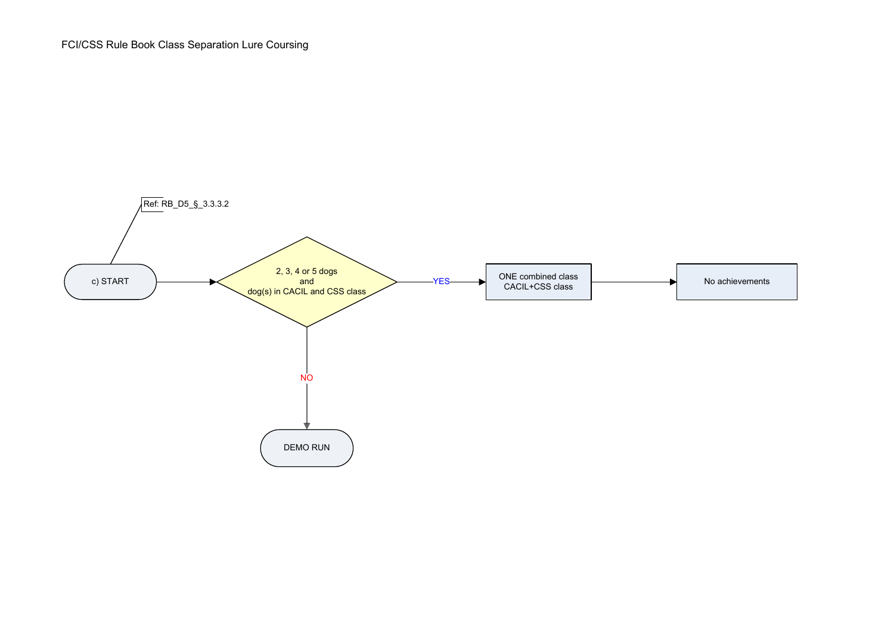FCI/CSS Rule Book Class Separation Lure Coursing

Ref: RB_D5_§_3.3.3.2

c) START

2, 3, 4 or 5 dogs
and
dog(s) in CACIL and CSS class

YES

ONE combined class
CACIL+CSS class

No achievements

NO

DEMO RUN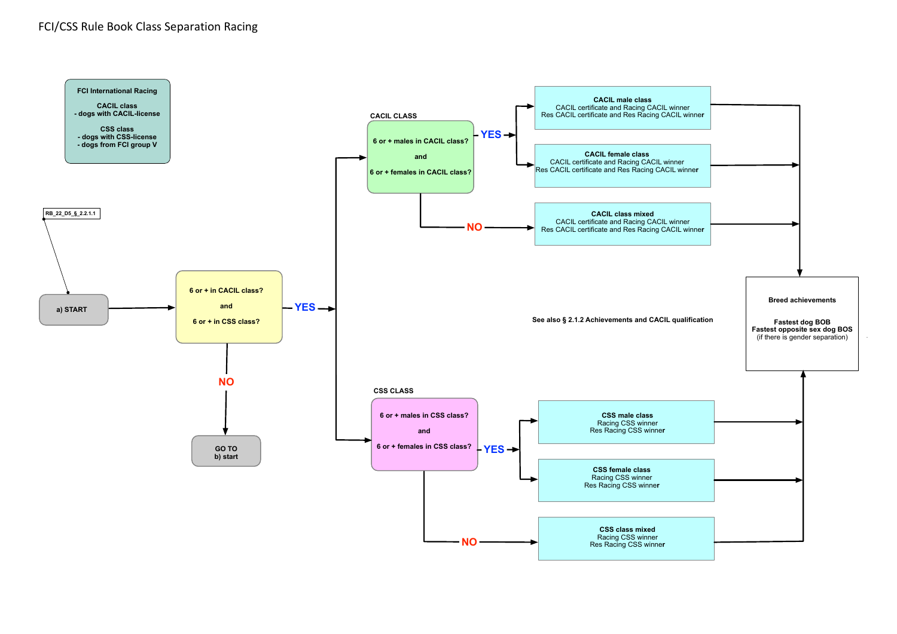# FCI/CSS Rule Book Class Separation Racing

**FCI International Racing**

**CACIL class**
**- dogs with CACIL-license**

**CSS class**
**- dogs with CSS-license**
**- dogs from FCI group V**

RB_22_D5_§_2.2.1.1

**a) START**

**6 or + in CACIL class?**

**and**

**6 or + in CSS class?**

- **YES** → CACIL CLASS / CSS CLASS
- **NO** → **GO TO b) start**

## CACIL CLASS

**6 or + males in CACIL class?**

**and**

**6 or + females in CACIL class?**

- **YES** →
  - **CACIL male class**
    CACIL certificate and Racing CACIL winner
    Res CACIL certificate and Res Racing CACIL winner
  - **CACIL female class**
    CACIL certificate and Racing CACIL winner
    Res CACIL certificate and Res Racing CACIL winner
- **NO** →
  - **CACIL class mixed**
    CACIL certificate and Racing CACIL winner
    Res CACIL certificate and Res Racing CACIL winner

## CSS CLASS

**6 or + males in CSS class?**

**and**

**6 or + females in CSS class?**

- **YES** →
  - **CSS male class**
    Racing CSS winner
    Res Racing CSS winner
  - **CSS female class**
    Racing CSS winner
    Res Racing CSS winner
- **NO** →
  - **CSS class mixed**
    Racing CSS winner
    Res Racing CSS winner

**Breed achievements**

**Fastest dog BOB**
**Fastest opposite sex dog BOS**
(if there is gender separation)

**See also § 2.1.2 Achievements and CACIL qualification**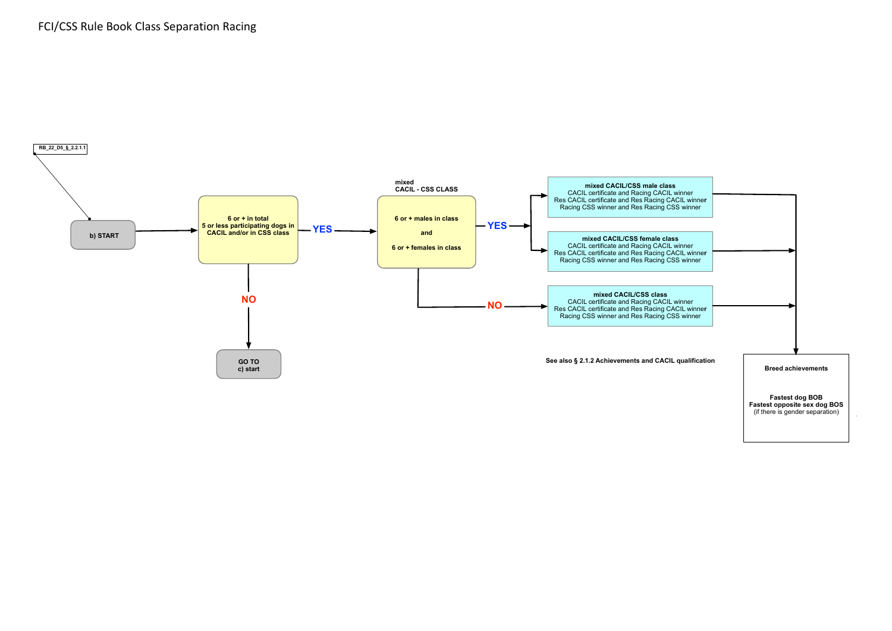# FCI/CSS Rule Book Class Separation Racing

RB_22_D5_§_2.2.1.1

**b) START**

**6 or + in total**
**5 or less participating dogs in CACIL and/or in CSS class**

**YES** →

**mixed**
**CACIL - CSS CLASS**

**6 or + males in class**

**and**

**6 or + females in class**

**YES** →

**mixed CACIL/CSS male class**
CACIL certificate and Racing CACIL winner
Res CACIL certificate and Res Racing CACIL winner
Racing CSS winner and Res Racing CSS winner

**mixed CACIL/CSS female class**
CACIL certificate and Racing CACIL winner
Res CACIL certificate and Res Racing CACIL winner
Racing CSS winner and Res Racing CSS winner

**NO** →

**mixed CACIL/CSS class**
CACIL certificate and Racing CACIL winner
Res CACIL certificate and Res Racing CACIL winner
Racing CSS winner and Res Racing CSS winner

**NO** →

**GO TO**
**c) start**

**See also § 2.1.2 Achievements and CACIL qualification**

**Breed achievements**

**Fastest dog BOB**
**Fastest opposite sex dog BOS**
(if there is gender separation)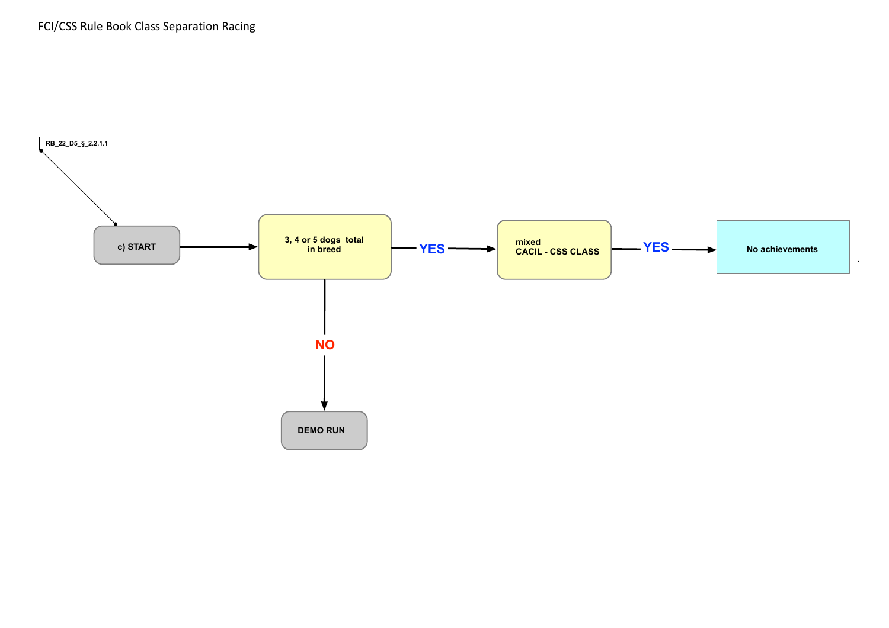FCI/CSS Rule Book Class Separation Racing

RB_22_D5_§_2.2.1.1

c) START → 3, 4 or 5 dogs total in breed

- **YES** → mixed CACIL - CSS CLASS → **YES** → No achievements
- **NO** → DEMO RUN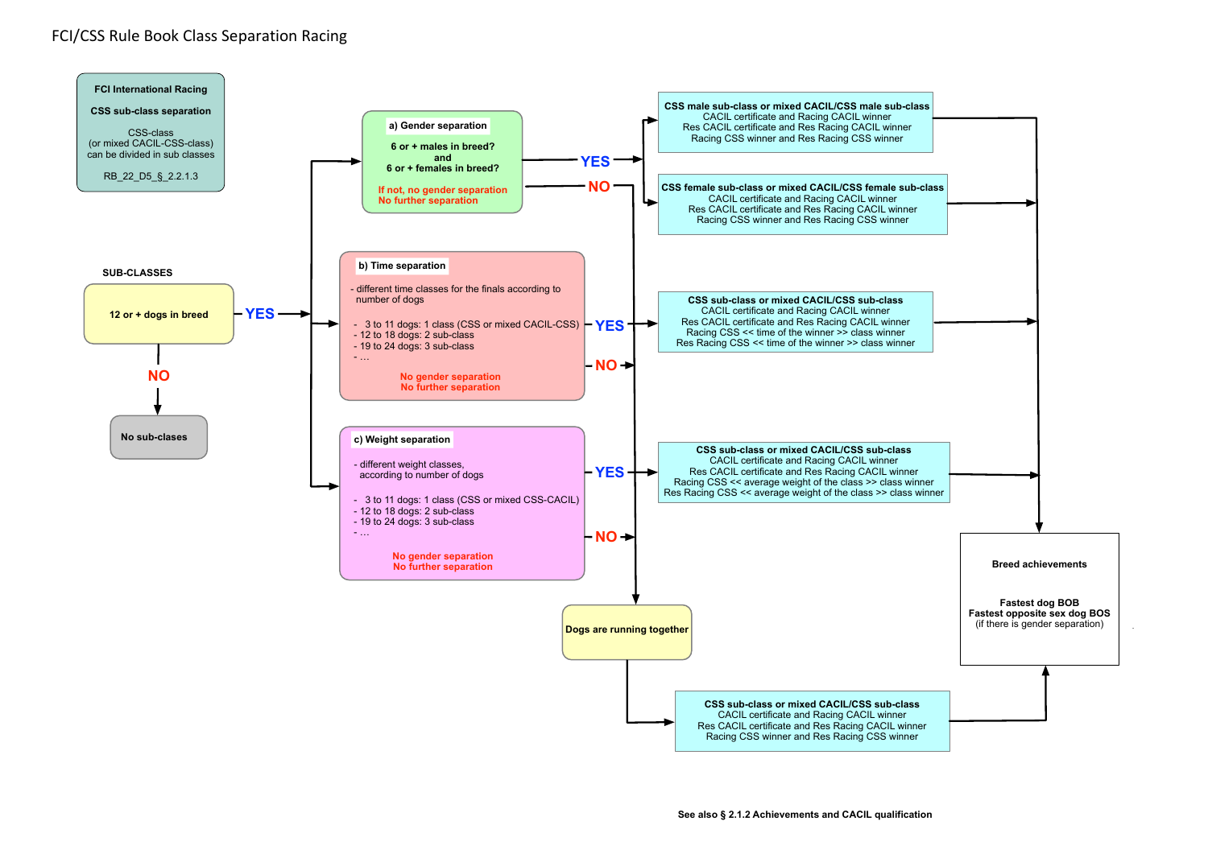# FCI/CSS Rule Book Class Separation Racing

**FCI International Racing**

**CSS sub-class separation**

CSS-class
(or mixed CACIL-CSS-class)
can be divided in sub classes

RB_22_D5_§_2.2.1.3

**SUB-CLASSES**

**12 or + dogs in breed**

YES

NO

**No sub-clases**

**a) Gender separation**

**6 or + males in breed?**
**and**
**6 or + females in breed?**

**If not, no gender separation**
**No further separation**

YES

NO

**b) Time separation**

- different time classes for the finals according to number of dogs

- 3 to 11 dogs: 1 class (CSS or mixed CACIL-CSS)
- 12 to 18 dogs: 2 sub-class
- 19 to 24 dogs: 3 sub-class
- …

**No gender separation**
**No further separation**

YES

NO

**c) Weight separation**

- different weight classes, according to number of dogs

- 3 to 11 dogs: 1 class (CSS or mixed CSS-CACIL)
- 12 to 18 dogs: 2 sub-class
- 19 to 24 dogs: 3 sub-class
- …

**No gender separation**
**No further separation**

YES

NO

**CSS male sub-class or mixed CACIL/CSS male sub-class**
CACIL certificate and Racing CACIL winner
Res CACIL certificate and Res Racing CACIL winner
Racing CSS winner and Res Racing CSS winner

**CSS female sub-class or mixed CACIL/CSS female sub-class**
CACIL certificate and Racing CACIL winner
Res CACIL certificate and Res Racing CACIL winner
Racing CSS winner and Res Racing CSS winner

**CSS sub-class or mixed CACIL/CSS sub-class**
CACIL certificate and Racing CACIL winner
Res CACIL certificate and Res Racing CACIL winner
Racing CSS << time of the winner >> class winner
Res Racing CSS << time of the winner >> class winner

**CSS sub-class or mixed CACIL/CSS sub-class**
CACIL certificate and Racing CACIL winner
Res CACIL certificate and Res Racing CACIL winner
Racing CSS << average weight of the class >> class winner
Res Racing CSS << average weight of the class >> class winner

**Dogs are running together**

**CSS sub-class or mixed CACIL/CSS sub-class**
CACIL certificate and Racing CACIL winner
Res CACIL certificate and Res Racing CACIL winner
Racing CSS winner and Res Racing CSS winner

**Breed achievements**

**Fastest dog BOB**
**Fastest opposite sex dog BOS**
(if there is gender separation)

**See also § 2.1.2 Achievements and CACIL qualification**